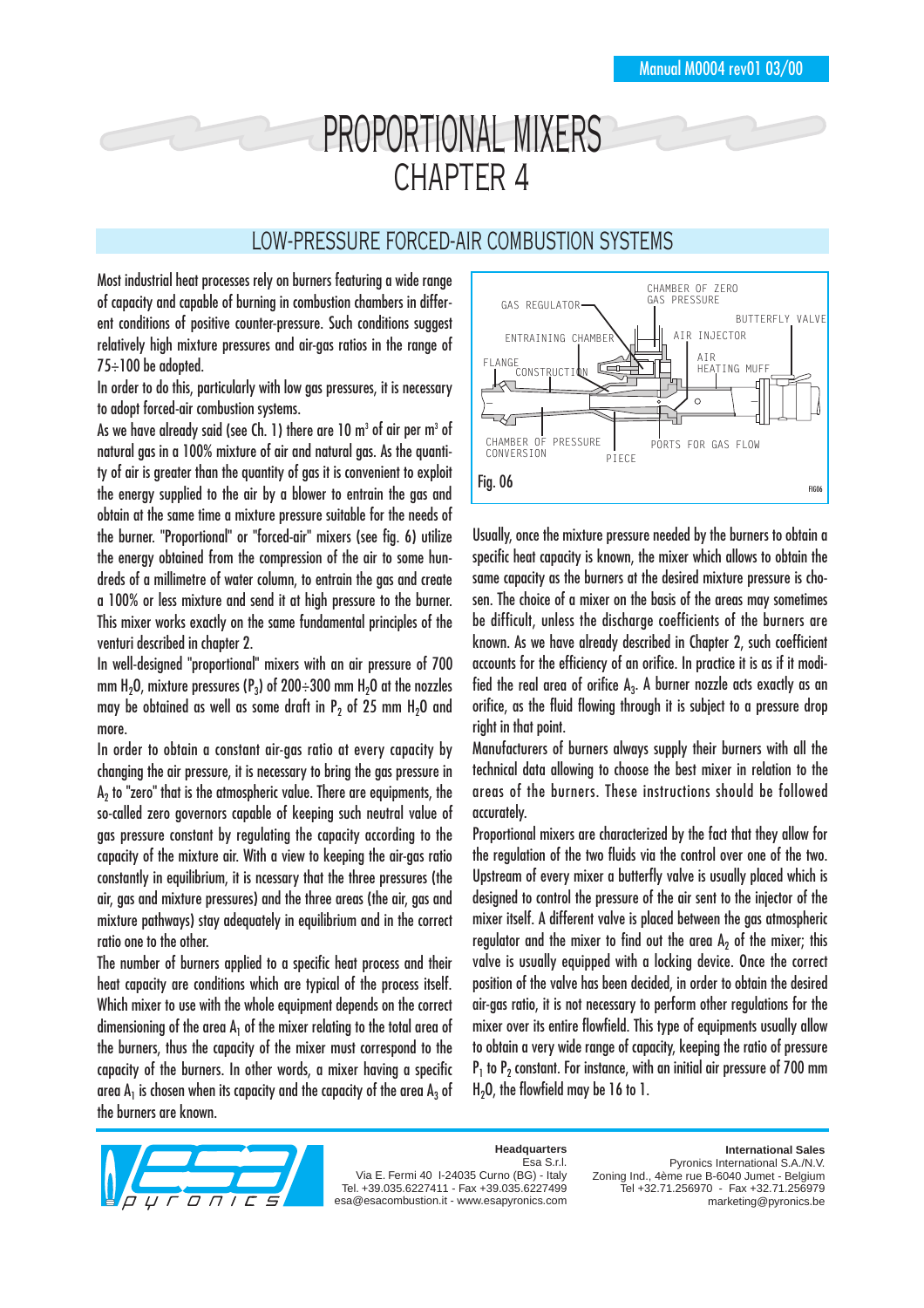# PROPORTIONAL MIXERS
# CHAPTER 4

## LOW-PRESSURE FORCED-AIR COMBUSTION SYSTEMS

Most industrial heat processes rely on burners featuring a wide range of capacity and capable of burning in combustion chambers in different conditions of positive counter-pressure. Such conditions suggest relatively high mixture pressures and air-gas ratios in the range of 75÷100 be adopted.

In order to do this, particularly with low gas pressures, it is necessary to adopt forced-air combustion systems.

As we have already said (see Ch. 1) there are 10 $m^3$ of air per $m^3$ of natural gas in a 100% mixture of air and natural gas. As the quantity of air is greater than the quantity of gas it is convenient to exploit the energy supplied to the air by a blower to entrain the gas and obtain at the same time a mixture pressure suitable for the needs of the burner. "Proportional" or "forced-air" mixers (see fig. 6) utilize the energy obtained from the compression of the air to some hundreds of a millimetre of water column, to entrain the gas and create a 100% or less mixture and send it at high pressure to the burner. This mixer works exactly on the same fundamental principles of the venturi described in chapter 2.

In well-designed "proportional" mixers with an air pressure of 700 mm $H_2O$, mixture pressures ($P_3$) of 200÷300 mm $H_2O$ at the nozzles may be obtained as well as some draft in $P_2$ of 25 mm $H_2O$ and more.

In order to obtain a constant air-gas ratio at every capacity by changing the air pressure, it is necessary to bring the gas pressure in $A_2$ to "zero" that is the atmospheric value. There are equipments, the so-called zero governors capable of keeping such neutral value of gas pressure constant by regulating the capacity according to the capacity of the mixture air. With a view to keeping the air-gas ratio constantly in equilibrium, it is ncessary that the three pressures (the air, gas and mixture pressures) and the three areas (the air, gas and mixture pathways) stay adequately in equilibrium and in the correct ratio one to the other.

The number of burners applied to a specific heat process and their heat capacity are conditions which are typical of the process itself. Which mixer to use with the whole equipment depends on the correct dimensioning of the area $A_1$ of the mixer relating to the total area of the burners, thus the capacity of the mixer must correspond to the capacity of the burners. In other words, a mixer having a specific area $A_1$ is chosen when its capacity and the capacity of the area $A_3$ of the burners are known.

GAS REGULATOR, CHAMBER OF ZERO GAS PRESSURE, BUTTERFLY VALVE, ENTRAINING CHAMBER, AIR INJECTOR, FLANGE, CONSTRUCTION, AIR HEATING MUFF, CHAMBER OF PRESSURE CONVERSION, PIECE, PORTS FOR GAS FLOW

Fig. 06

Usually, once the mixture pressure needed by the burners to obtain a specific heat capacity is known, the mixer which allows to obtain the same capacity as the burners at the desired mixture pressure is chosen. The choice of a mixer on the basis of the areas may sometimes be difficult, unless the discharge coefficients of the burners are known. As we have already described in Chapter 2, such coefficient accounts for the efficiency of an orifice. In practice it is as if it modified the real area of orifice $A_3$. A burner nozzle acts exactly as an orifice, as the fluid flowing through it is subject to a pressure drop right in that point.

Manufacturers of burners always supply their burners with all the technical data allowing to choose the best mixer in relation to the areas of the burners. These instructions should be followed accurately.

Proportional mixers are characterized by the fact that they allow for the regulation of the two fluids via the control over one of the two. Upstream of every mixer a butterfly valve is usually placed which is designed to control the pressure of the air sent to the injector of the mixer itself. A different valve is placed between the gas atmospheric regulator and the mixer to find out the area $A_2$ of the mixer; this valve is usually equipped with a locking device. Once the correct position of the valve has been decided, in order to obtain the desired air-gas ratio, it is not necessary to perform other regulations for the mixer over its entire flowfield. This type of equipments usually allow to obtain a very wide range of capacity, keeping the ratio of pressure $P_1$ to $P_2$ constant. For instance, with an initial air pressure of 700 mm $H_2O$, the flowfield may be 16 to 1.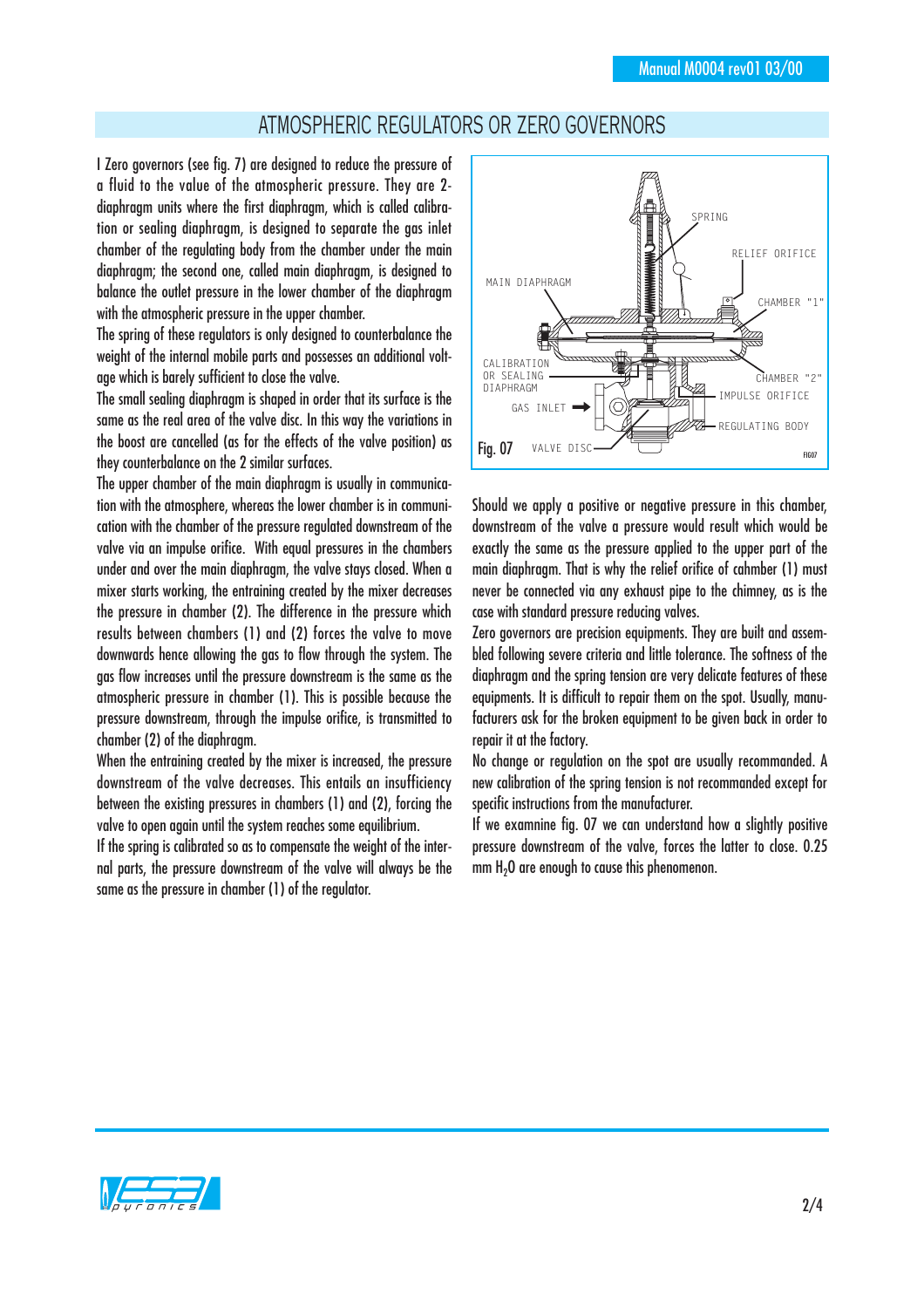# ATMOSPHERIC REGULATORS OR ZERO GOVERNORS

I Zero governors (see fig. 7) are designed to reduce the pressure of a fluid to the value of the atmospheric pressure. They are 2-diaphragm units where the first diaphragm, which is called calibration or sealing diaphragm, is designed to separate the gas inlet chamber of the regulating body from the chamber under the main diaphragm; the second one, called main diaphragm, is designed to balance the outlet pressure in the lower chamber of the diaphragm with the atmospheric pressure in the upper chamber.

The spring of these regulators is only designed to counterbalance the weight of the internal mobile parts and possesses an additional voltage which is barely sufficient to close the valve.

The small sealing diaphragm is shaped in order that its surface is the same as the real area of the valve disc. In this way the variations in the boost are cancelled (as for the effects of the valve position) as they counterbalance on the 2 similar surfaces.

The upper chamber of the main diaphragm is usually in communication with the atmosphere, whereas the lower chamber is in communication with the chamber of the pressure regulated downstream of the valve via an impulse orifice. With equal pressures in the chambers under and over the main diaphragm, the valve stays closed. When a mixer starts working, the entraining created by the mixer decreases the pressure in chamber (2). The difference in the pressure which results between chambers (1) and (2) forces the valve to move downwards hence allowing the gas to flow through the system. The gas flow increases until the pressure downstream is the same as the atmospheric pressure in chamber (1). This is possible because the pressure downstream, through the impulse orifice, is transmitted to chamber (2) of the diaphragm.

When the entraining created by the mixer is increased, the pressure downstream of the valve decreases. This entails an insufficiency between the existing pressures in chambers (1) and (2), forcing the valve to open again until the system reaches some equilibrium.

If the spring is calibrated so as to compensate the weight of the internal parts, the pressure downstream of the valve will always be the same as the pressure in chamber (1) of the regulator.

SPRING — RELIEF ORIFICE — MAIN DIAPHRAGM — CHAMBER "1" — CALIBRATION OR SEALING DIAPHRAGM — CHAMBER "2" — IMPULSE ORIFICE — GAS INLET — REGULATING BODY — VALVE DISC

Fig. 07

Should we apply a positive or negative pressure in this chamber, downstream of the valve a pressure would result which would be exactly the same as the pressure applied to the upper part of the main diaphragm. That is why the relief orifice of cahmber (1) must never be connected via any exhaust pipe to the chimney, as is the case with standard pressure reducing valves.

Zero governors are precision equipments. They are built and assembled following severe criteria and little tolerance. The softness of the diaphragm and the spring tension are very delicate features of these equipments. It is difficult to repair them on the spot. Usually, manufacturers ask for the broken equipment to be given back in order to repair it at the factory.

No change or regulation on the spot are usually recommanded. A new calibration of the spring tension is not recommanded except for specific instructions from the manufacturer.

If we examnine fig. 07 we can understand how a slightly positive pressure downstream of the valve, forces the latter to close. 0.25 mm $H_2O$ are enough to cause this phenomenon.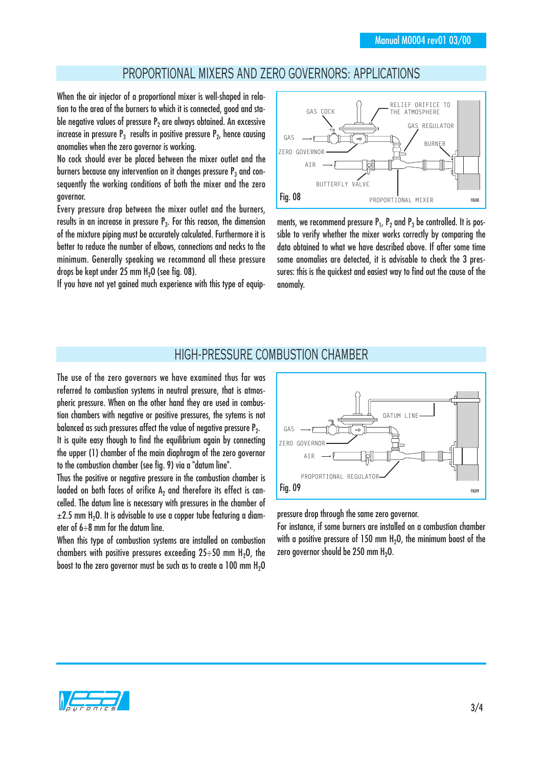## PROPORTIONAL MIXERS AND ZERO GOVERNORS: APPLICATIONS

When the air injector of a proportional mixer is well-shaped in relation to the area of the burners to which it is connected, good and stable negative values of pressure $P_2$ are always obtained. An excessive increase in pressure $P_3$ results in positive pressure $P_2$, hence causing anomalies when the zero governor is working.

No cock should ever be placed between the mixer outlet and the burners because any intervention on it changes pressure $P_3$ and consequently the working conditions of both the mixer and the zero governor.

Every pressure drop between the mixer outlet and the burners, results in an increase in pressure $P_3$. For this reason, the dimension of the mixture piping must be accurately calculated. Furthermore it is better to reduce the number of elbows, connections and necks to the minimum. Generally speaking we recommand all these pressure drops be kept under 25 mm $H_2O$ (see fig. 08).

If you have not yet gained much experience with this type of equipments, we recommend pressure $P_1$, $P_2$ and $P_3$ be controlled. It is possible to verify whether the mixer works correctly by comparing the data obtained to what we have described above. If after some time some anomalies are detected, it is advisable to check the 3 pressures: this is the quickest and easiest way to find out the cause of the anomaly.

GAS COCK, RELIEF ORIFICE TO THE ATMOSPHERE, GAS REGULATOR, GAS, BURNER, ZERO GOVERNOR, AIR, BUTTERFLY VALVE, PROPORTIONAL MIXER

Fig. 08

## HIGH-PRESSURE COMBUSTION CHAMBER

The use of the zero governors we have examined thus far was referred to combustion systems in neutral pressure, that is atmospheric pressure. When on the other hand they are used in combustion chambers with negative or positive pressures, the sytems is not balanced as such pressures affect the value of negative pressure $P_2$.

It is quite easy though to find the equilibrium again by connecting the upper (1) chamber of the main diaphragm of the zero governor to the combustion chamber (see fig. 9) via a "datum line".

Thus the positive or negative pressure in the combustion chamber is loaded on both faces of orifice $A_2$ and therefore its effect is cancelled. The datum line is necessary with pressures in the chamber of $\pm 2.5$ mm $H_2O$. It is advisable to use a copper tube featuring a diameter of $6 \div 8$ mm for the datum line.

When this type of combustion systems are installed on combustion chambers with positive pressures exceeding $25 \div 50$ mm $H_2O$, the boost to the zero governor must be such as to create a 100 mm $H_2O$ pressure drop through the same zero governor.

For instance, if some burners are installed on a combustion chamber with a positive pressure of 150 mm $H_2O$, the minimum boost of the zero governor should be 250 mm $H_2O$.

DATUM LINE, GAS, ZERO GOVERNOR, AIR, PROPORTIONAL REGULATOR

Fig. 09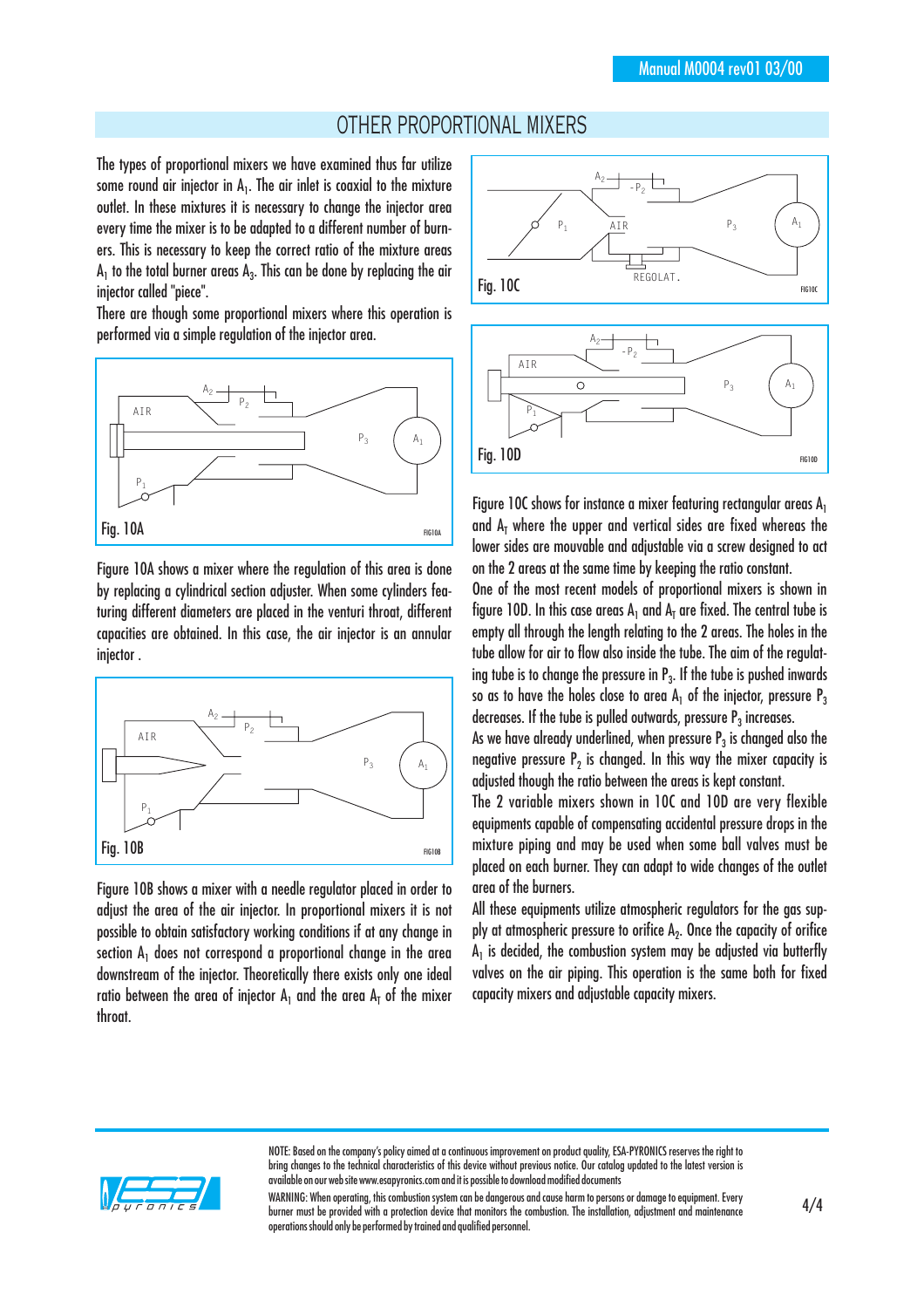# OTHER PROPORTIONAL MIXERS

The types of proportional mixers we have examined thus far utilize some round air injector in $A_1$. The air inlet is coaxial to the mixture outlet. In these mixtures it is necessary to change the injector area every time the mixer is to be adapted to a different number of burners. This is necessary to keep the correct ratio of the mixture areas $A_1$ to the total burner areas $A_3$. This can be done by replacing the air injector called "piece".

There are though some proportional mixers where this operation is performed via a simple regulation of the injector area.

AIR

$A_2$

$P_2$

$P_3$

$A_1$

$P_1$

Fig. 10A

Figure 10A shows a mixer where the regulation of this area is done by replacing a cylindrical section adjuster. When some cylinders featuring different diameters are placed in the venturi throat, different capacities are obtained. In this case, the air injector is an annular injector .

AIR

$A_2$

$P_2$

$P_3$

$A_1$

$P_1$

Fig. 10B

Figure 10B shows a mixer with a needle regulator placed in order to adjust the area of the air injector. In proportional mixers it is not possible to obtain satisfactory working conditions if at any change in section $A_1$ does not correspond a proportional change in the area downstream of the injector. Theoretically there exists only one ideal ratio between the area of injector $A_1$ and the area $A_T$ of the mixer throat.

$A_2$

$-P_2$

$P_1$

AIR

$P_3$

$A_1$

REGOLAT.

Fig. 10C

$A_2$

$-P_2$

AIR

$P_3$

$A_1$

$P_1$

Fig. 10D

Figure 10C shows for instance a mixer featuring rectangular areas $A_1$ and $A_T$ where the upper and vertical sides are fixed whereas the lower sides are mouvable and adjustable via a screw designed to act on the 2 areas at the same time by keeping the ratio constant.

One of the most recent models of proportional mixers is shown in figure 10D. In this case areas $A_1$ and $A_T$ are fixed. The central tube is empty all through the length relating to the 2 areas. The holes in the tube allow for air to flow also inside the tube. The aim of the regulating tube is to change the pressure in $P_3$. If the tube is pushed inwards so as to have the holes close to area $A_1$ of the injector, pressure $P_3$ decreases. If the tube is pulled outwards, pressure $P_3$ increases.

As we have already underlined, when pressure $P_3$ is changed also the negative pressure $P_2$ is changed. In this way the mixer capacity is adjusted though the ratio between the areas is kept constant.

The 2 variable mixers shown in 10C and 10D are very flexible equipments capable of compensating accidental pressure drops in the mixture piping and may be used when some ball valves must be placed on each burner. They can adapt to wide changes of the outlet area of the burners.

All these equipments utilize atmospheric regulators for the gas supply at atmospheric pressure to orifice $A_2$. Once the capacity of orifice $A_1$ is decided, the combustion system may be adjusted via butterfly valves on the air piping. This operation is the same both for fixed capacity mixers and adjustable capacity mixers.

NOTE: Based on the company's policy aimed at a continuous improvement on product quality, ESA-PYRONICS reserves the right to bring changes to the technical characteristics of this device without previous notice. Our catalog updated to the latest version is available on our web site www.esapyronics.com and it is possible to download modified documents

WARNING: When operating, this combustion system can be dangerous and cause harm to persons or damage to equipment. Every burner must be provided with a protection device that monitors the combustion. The installation, adjustment and maintenance operations should only be performed by trained and qualified personnel.